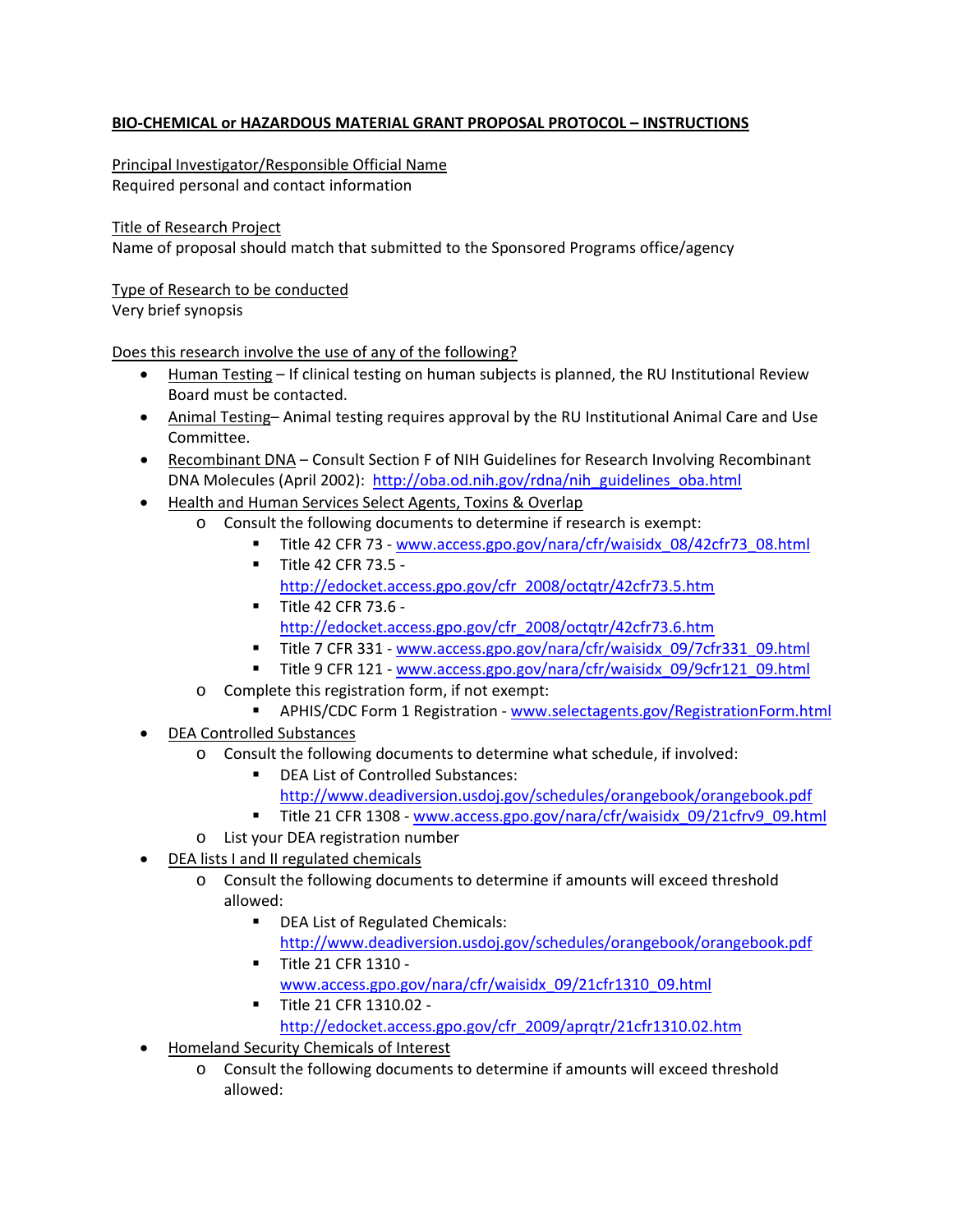**BIO-CHEMICAL or HAZARDOUS MATERIAL GRANT PROPOSAL PROTOCOL – INSTRUCTIONS**

Principal Investigator/Responsible Official Name
Required personal and contact information

Title of Research Project
Name of proposal should match that submitted to the Sponsored Programs office/agency

Type of Research to be conducted
Very brief synopsis

Does this research involve the use of any of the following?

- Human Testing – If clinical testing on human subjects is planned, the RU Institutional Review Board must be contacted.
- Animal Testing– Animal testing requires approval by the RU Institutional Animal Care and Use Committee.
- Recombinant DNA – Consult Section F of NIH Guidelines for Research Involving Recombinant DNA Molecules (April 2002): http://oba.od.nih.gov/rdna/nih_guidelines_oba.html
- Health and Human Services Select Agents, Toxins & Overlap
    - Consult the following documents to determine if research is exempt:
        - Title 42 CFR 73 - www.access.gpo.gov/nara/cfr/waisidx_08/42cfr73_08.html
        - Title 42 CFR 73.5 - http://edocket.access.gpo.gov/cfr_2008/octqtr/42cfr73.5.htm
        - Title 42 CFR 73.6 - http://edocket.access.gpo.gov/cfr_2008/octqtr/42cfr73.6.htm
        - Title 7 CFR 331 - www.access.gpo.gov/nara/cfr/waisidx_09/7cfr331_09.html
        - Title 9 CFR 121 - www.access.gpo.gov/nara/cfr/waisidx_09/9cfr121_09.html
    - Complete this registration form, if not exempt:
        - APHIS/CDC Form 1 Registration - www.selectagents.gov/RegistrationForm.html
- DEA Controlled Substances
    - Consult the following documents to determine what schedule, if involved:
        - DEA List of Controlled Substances: http://www.deadiversion.usdoj.gov/schedules/orangebook/orangebook.pdf
        - Title 21 CFR 1308 - www.access.gpo.gov/nara/cfr/waisidx_09/21cfrv9_09.html
    - List your DEA registration number
- DEA lists I and II regulated chemicals
    - Consult the following documents to determine if amounts will exceed threshold allowed:
        - DEA List of Regulated Chemicals: http://www.deadiversion.usdoj.gov/schedules/orangebook/orangebook.pdf
        - Title 21 CFR 1310 - www.access.gpo.gov/nara/cfr/waisidx_09/21cfr1310_09.html
        - Title 21 CFR 1310.02 - http://edocket.access.gpo.gov/cfr_2009/aprqtr/21cfr1310.02.htm
- Homeland Security Chemicals of Interest
    - Consult the following documents to determine if amounts will exceed threshold allowed: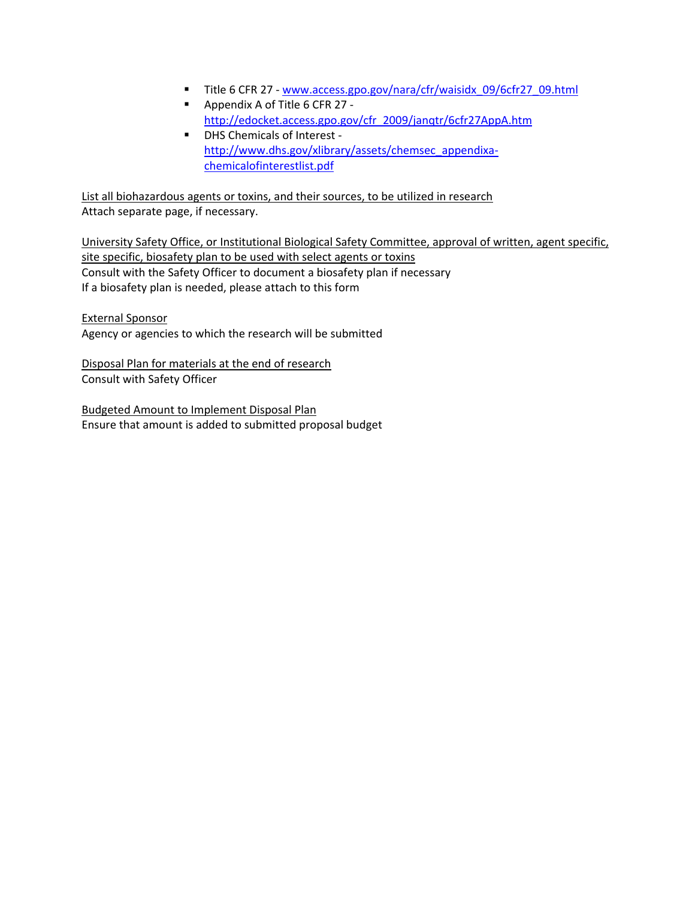- Title 6 CFR 27 - www.access.gpo.gov/nara/cfr/waisidx_09/6cfr27_09.html
- Appendix A of Title 6 CFR 27 - http://edocket.access.gpo.gov/cfr_2009/janqtr/6cfr27AppA.htm
- DHS Chemicals of Interest - http://www.dhs.gov/xlibrary/assets/chemsec_appendixa-chemicalofinterestlist.pdf

List all biohazardous agents or toxins, and their sources, to be utilized in research
Attach separate page, if necessary.

University Safety Office, or Institutional Biological Safety Committee, approval of written, agent specific, site specific, biosafety plan to be used with select agents or toxins
Consult with the Safety Officer to document a biosafety plan if necessary
If a biosafety plan is needed, please attach to this form

External Sponsor
Agency or agencies to which the research will be submitted

Disposal Plan for materials at the end of research
Consult with Safety Officer

Budgeted Amount to Implement Disposal Plan
Ensure that amount is added to submitted proposal budget